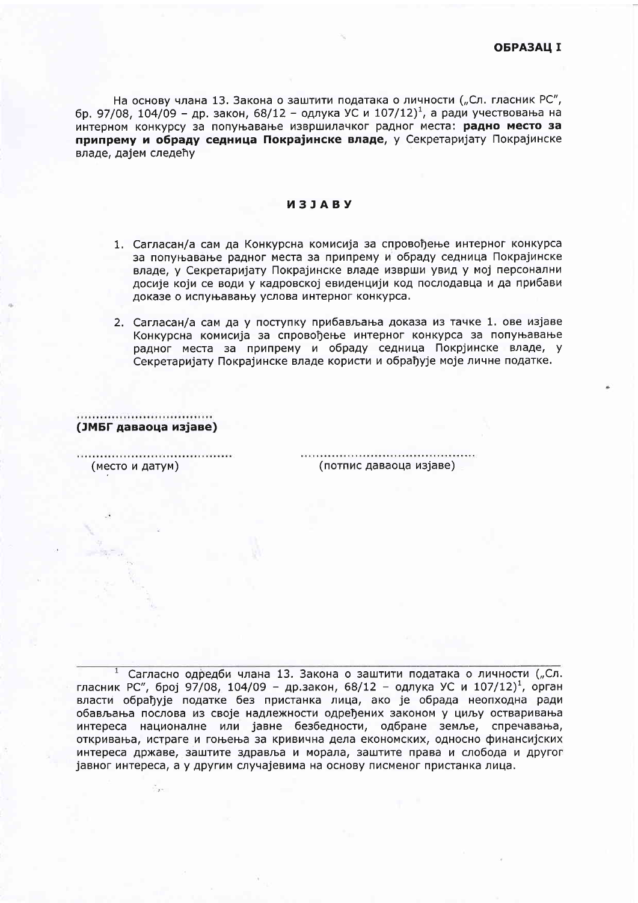**ОБРАЗАЦ I**

На основу члана 13. Закона о заштити података о личности („Сл. гласник РС", бр. 97/08, 104/09 – др. закон, 68/12 – одлука УС и 107/12)[1], а ради учествовања на интерном конкурсу за попуњавање извршилачког радног места: **радно место за припрему и обраду седница Покрајинске владе**, у Секретаријату Покрајинске владе, дајем следећу

## **ИЗЈАВУ**

1. Сагласан/а сам да Конкурсна комисија за спровођење интерног конкурса за попуњавање радног места за припрему и обраду седница Покрајинске владе, у Секретаријату Покрајинске владе изврши увид у мој персонални досије који се води у кадровској евиденцији код послодавца и да прибави доказе о испуњавању услова интерног конкурса.

2. Сагласан/а сам да у поступку прибављања доказа из тачке 1. ове изјаве Конкурсна комисија за спровођење интерног конкурса за попуњавање радног места за припрему и обраду седница Покрјинске владе, у Секретаријату Покрајинске владе користи и обрађује моје личне податке.

..................................

**(ЈМБГ даваоца изјаве)**

.......................................... (место и датум)

.............................................. (потпис даваоца изјаве)

---

[1] Сагласно одредби члана 13. Закона о заштити података о личности („Сл. гласник РС", број 97/08, 104/09 – др.закон, 68/12 – одлука УС и 107/12)[1], орган власти обрађује податке без пристанка лица, ако је обрада неопходна ради обављања послова из своје надлежности одређених законом у циљу остваривања интереса националне или јавне безбедности, одбране земље, спречавања, откривања, истраге и гоњења за кривична дела економских, односно финансијских интереса државе, заштите здравља и морала, заштите права и слобода и другог јавног интереса, а у другим случајевима на основу писменог пристанка лица.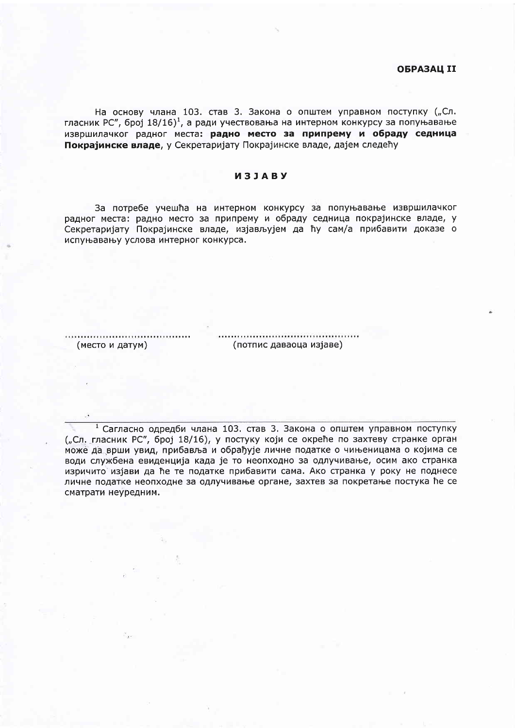**ОБРАЗАЦ II**

На основу члана 103. став 3. Закона о општем управном поступку („Сл. гласник РС", број 18/16)[1], а ради учествовања на интерном конкурсу за попуњавање извршилачког радног места: **радно место за припрему и обраду седница Покрајинске владе**, у Секретаријату Покрајинске владе, дајем следећу

## ИЗЈАВУ

За потребе учешћа на интерном конкурсу за попуњавање извршилачког радног места: радно место за припрему и обраду седница покрајинске владе, у Секретаријату Покрајинске владе, изјављујем да ћу сам/а прибавити доказе о испуњавању услова интерног конкурса.

........................................ ..............................................

(место и датум) (потпис даваоца изјаве)

---

[1] Сагласно одредби члана 103. став 3. Закона о општем управном поступку („Сл. гласник РС", број 18/16), у постуку који се окреће по захтеву странке орган може да врши увид, прибавља и обрађује личне податке о чињеницама о којима се води службена евиденција када је то неопходно за одлучивање, осим ако странка изричито изјави да ће те податке прибавити сама. Ако странка у року не поднесе личне податке неопходне за одлучивање органе, захтев за покретање постука ће се сматрати неуредним.